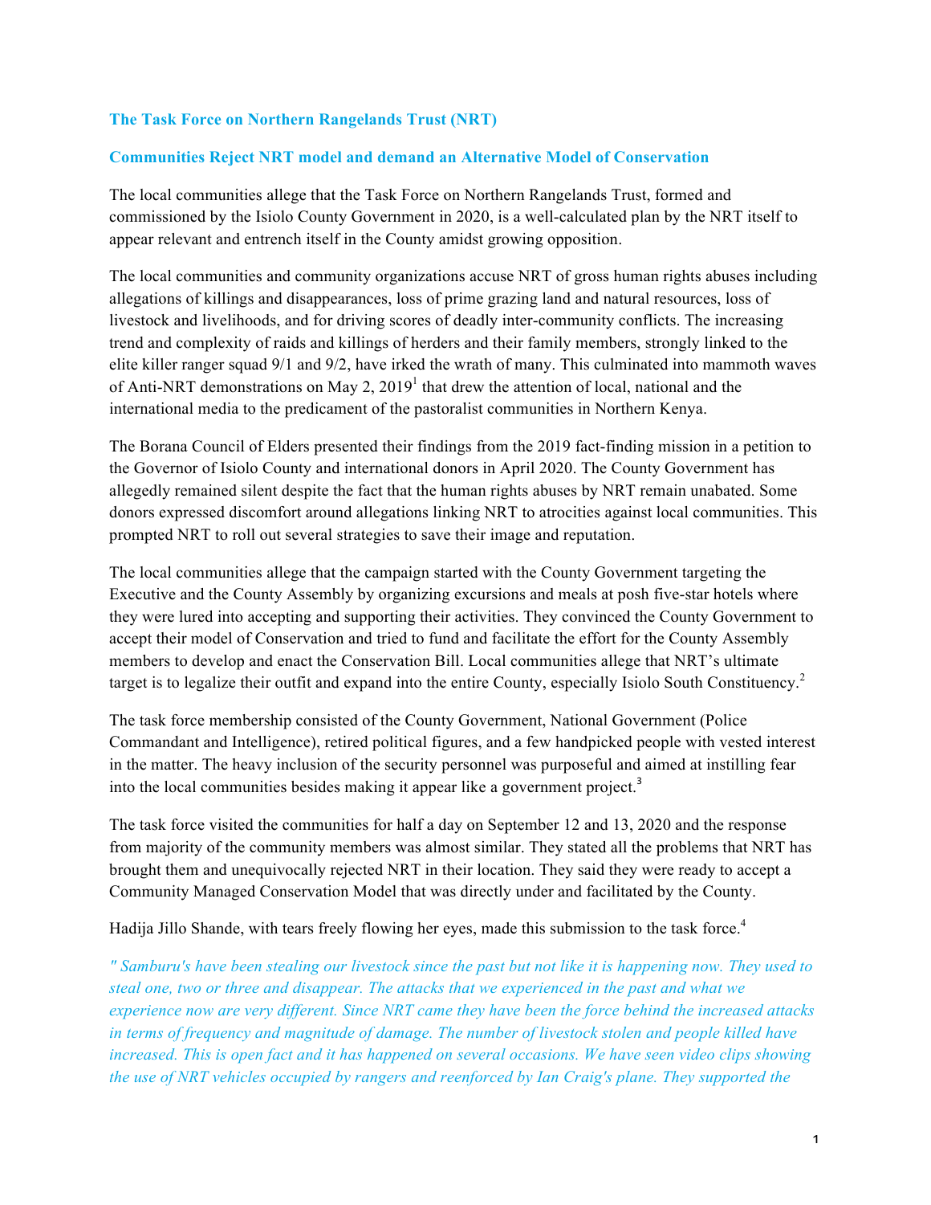## The Task Force on Northern Rangelands Trust (NRT)

## Communities Reject NRT model and demand an Alternative Model of Conservation

The local communities allege that the Task Force on Northern Rangelands Trust, formed and commissioned by the Isiolo County Government in 2020, is a well-calculated plan by the NRT itself to appear relevant and entrench itself in the County amidst growing opposition.

The local communities and community organizations accuse NRT of gross human rights abuses including allegations of killings and disappearances, loss of prime grazing land and natural resources, loss of livestock and livelihoods, and for driving scores of deadly inter-community conflicts. The increasing trend and complexity of raids and killings of herders and their family members, strongly linked to the elite killer ranger squad 9/1 and 9/2, have irked the wrath of many. This culminated into mammoth waves of Anti-NRT demonstrations on May 2, 2019[1] that drew the attention of local, national and the international media to the predicament of the pastoralist communities in Northern Kenya.

The Borana Council of Elders presented their findings from the 2019 fact-finding mission in a petition to the Governor of Isiolo County and international donors in April 2020. The County Government has allegedly remained silent despite the fact that the human rights abuses by NRT remain unabated. Some donors expressed discomfort around allegations linking NRT to atrocities against local communities. This prompted NRT to roll out several strategies to save their image and reputation.

The local communities allege that the campaign started with the County Government targeting the Executive and the County Assembly by organizing excursions and meals at posh five-star hotels where they were lured into accepting and supporting their activities. They convinced the County Government to accept their model of Conservation and tried to fund and facilitate the effort for the County Assembly members to develop and enact the Conservation Bill. Local communities allege that NRT's ultimate target is to legalize their outfit and expand into the entire County, especially Isiolo South Constituency.[2]

The task force membership consisted of the County Government, National Government (Police Commandant and Intelligence), retired political figures, and a few handpicked people with vested interest in the matter. The heavy inclusion of the security personnel was purposeful and aimed at instilling fear into the local communities besides making it appear like a government project.[3]

The task force visited the communities for half a day on September 12 and 13, 2020 and the response from majority of the community members was almost similar. They stated all the problems that NRT has brought them and unequivocally rejected NRT in their location. They said they were ready to accept a Community Managed Conservation Model that was directly under and facilitated by the County.

Hadija Jillo Shande, with tears freely flowing her eyes, made this submission to the task force.[4]

*" Samburu's have been stealing our livestock since the past but not like it is happening now. They used to steal one, two or three and disappear. The attacks that we experienced in the past and what we experience now are very different. Since NRT came they have been the force behind the increased attacks in terms of frequency and magnitude of damage. The number of livestock stolen and people killed have increased. This is open fact and it has happened on several occasions. We have seen video clips showing the use of NRT vehicles occupied by rangers and reenforced by Ian Craig's plane. They supported the*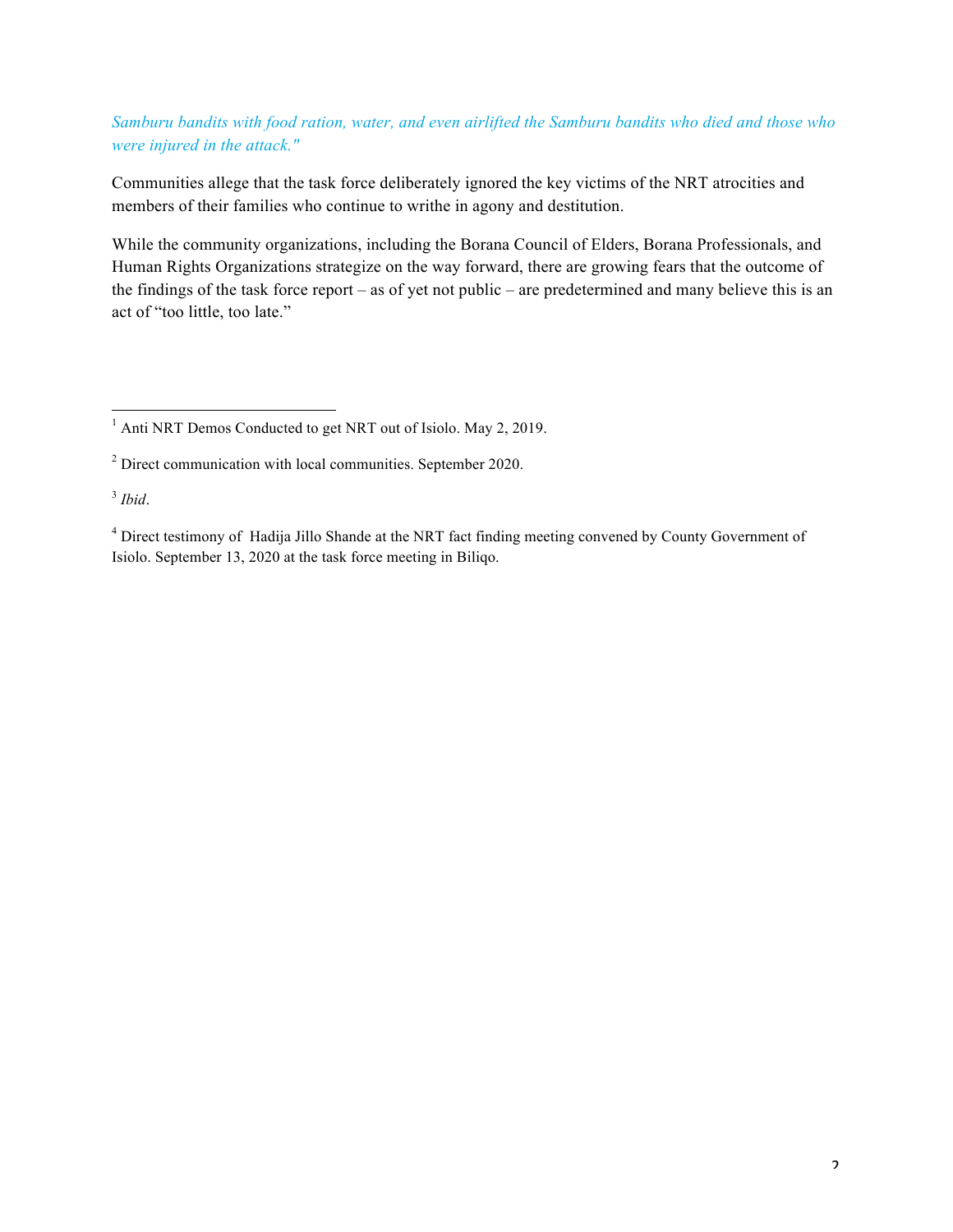*Samburu bandits with food ration, water, and even airlifted the Samburu bandits who died and those who were injured in the attack."*

Communities allege that the task force deliberately ignored the key victims of the NRT atrocities and members of their families who continue to writhe in agony and destitution.

While the community organizations, including the Borana Council of Elders, Borana Professionals, and Human Rights Organizations strategize on the way forward, there are growing fears that the outcome of the findings of the task force report – as of yet not public – are predetermined and many believe this is an act of "too little, too late."

---

[1] Anti NRT Demos Conducted to get NRT out of Isiolo. May 2, 2019.

[2] Direct communication with local communities. September 2020.

[3] *Ibid*.

[4] Direct testimony of Hadija Jillo Shande at the NRT fact finding meeting convened by County Government of Isiolo. September 13, 2020 at the task force meeting in Biliqo.